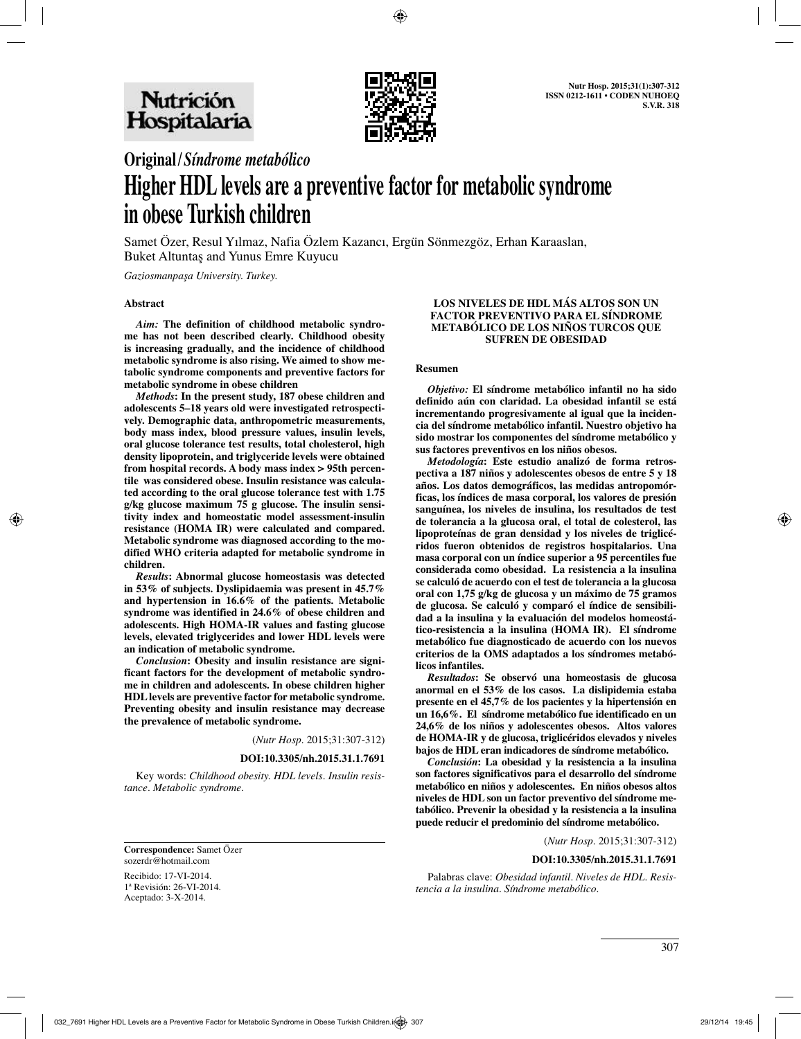Original/*Síndrome metabólico*

# Higher HDL levels are a preventive factor for metabolic syndrome in obese Turkish children

Samet Özer, Resul Yılmaz, Nafia Özlem Kazancı, Ergün Sönmezgöz, Erhan Karaaslan, Buket Altuntaş and Yunus Emre Kuyucu

*Gaziosmanpaşa University. Turkey.*

### Abstract

***Aim:*** **The definition of childhood metabolic syndrome has not been described clearly. Childhood obesity is increasing gradually, and the incidence of childhood metabolic syndrome is also rising. We aimed to show metabolic syndrome components and preventive factors for metabolic syndrome in obese children**

***Methods*****: In the present study, 187 obese children and adolescents 5–18 years old were investigated retrospectively. Demographic data, anthropometric measurements, body mass index, blood pressure values, insulin levels, oral glucose tolerance test results, total cholesterol, high density lipoprotein, and triglyceride levels were obtained from hospital records. A body mass index > 95th percentile was considered obese. Insulin resistance was calculated according to the oral glucose tolerance test with 1.75 g/kg glucose maximum 75 g glucose. The insulin sensitivity index and homeostatic model assessment-insulin resistance (HOMA IR) were calculated and compared. Metabolic syndrome was diagnosed according to the modified WHO criteria adapted for metabolic syndrome in children.**

***Results*****: Abnormal glucose homeostasis was detected in 53% of subjects. Dyslipidaemia was present in 45.7% and hypertension in 16.6% of the patients. Metabolic syndrome was identified in 24.6% of obese children and adolescents. High HOMA-IR values and fasting glucose levels, elevated triglycerides and lower HDL levels were an indication of metabolic syndrome.**

***Conclusion*****: Obesity and insulin resistance are significant factors for the development of metabolic syndrome in children and adolescents. In obese children higher HDL levels are preventive factor for metabolic syndrome. Preventing obesity and insulin resistance may decrease the prevalence of metabolic syndrome.**

(*Nutr Hosp.* 2015;31:307-312)

**DOI:10.3305/nh.2015.31.1.7691**

Key words: *Childhood obesity. HDL levels. Insulin resistance. Metabolic syndrome.*

### LOS NIVELES DE HDL MÁS ALTOS SON UN FACTOR PREVENTIVO PARA EL SÍNDROME METABÓLICO DE LOS NIÑOS TURCOS QUE SUFREN DE OBESIDAD

### Resumen

***Objetivo:*** **El síndrome metabólico infantil no ha sido definido aún con claridad. La obesidad infantil se está incrementando progresivamente al igual que la incidencia del síndrome metabólico infantil. Nuestro objetivo ha sido mostrar los componentes del síndrome metabólico y sus factores preventivos en los niños obesos.**

***Metodología*****: Este estudio analizó de forma retrospectiva a 187 niños y adolescentes obesos de entre 5 y 18 años. Los datos demográficos, las medidas antropomórficas, los índices de masa corporal, los valores de presión sanguínea, los niveles de insulina, los resultados de test de tolerancia a la glucosa oral, el total de colesterol, las lipoproteínas de gran densidad y los niveles de triglicéridos fueron obtenidos de registros hospitalarios. Una masa corporal con un índice superior a 95 percentiles fue considerada como obesidad. La resistencia a la insulina se calculó de acuerdo con el test de tolerancia a la glucosa oral con 1,75 g/kg de glucosa y un máximo de 75 gramos de glucosa. Se calculó y comparó el índice de sensibilidad a la insulina y la evaluación del modelos homeostático-resistencia a la insulina (HOMA IR). El síndrome metabólico fue diagnosticado de acuerdo con los nuevos criterios de la OMS adaptados a los síndromes metabólicos infantiles.**

***Resultados*****: Se observó una homeostasis de glucosa anormal en el 53% de los casos. La dislipidemia estaba presente en el 45,7% de los pacientes y la hipertensión en un 16,6%. El síndrome metabólico fue identificado en un 24,6% de los niños y adolescentes obesos. Altos valores de HOMA-IR y de glucosa, triglicéridos elevados y niveles bajos de HDL eran indicadores de síndrome metabólico.**

***Conclusión*****: La obesidad y la resistencia a la insulina son factores significativos para el desarrollo del síndrome metabólico en niños y adolescentes. En niños obesos altos niveles de HDL son un factor preventivo del síndrome metabólico. Prevenir la obesidad y la resistencia a la insulina puede reducir el predominio del síndrome metabólico.**

(*Nutr Hosp.* 2015;31:307-312)

**DOI:10.3305/nh.2015.31.1.7691**

Palabras clave: *Obesidad infantil. Niveles de HDL. Resistencia a la insulina. Síndrome metabólico.*

**Correspondence:** Samet Özer
sozerdr@hotmail.com

Recibido: 17-VI-2014.
1ª Revisión: 26-VI-2014.
Aceptado: 3-X-2014.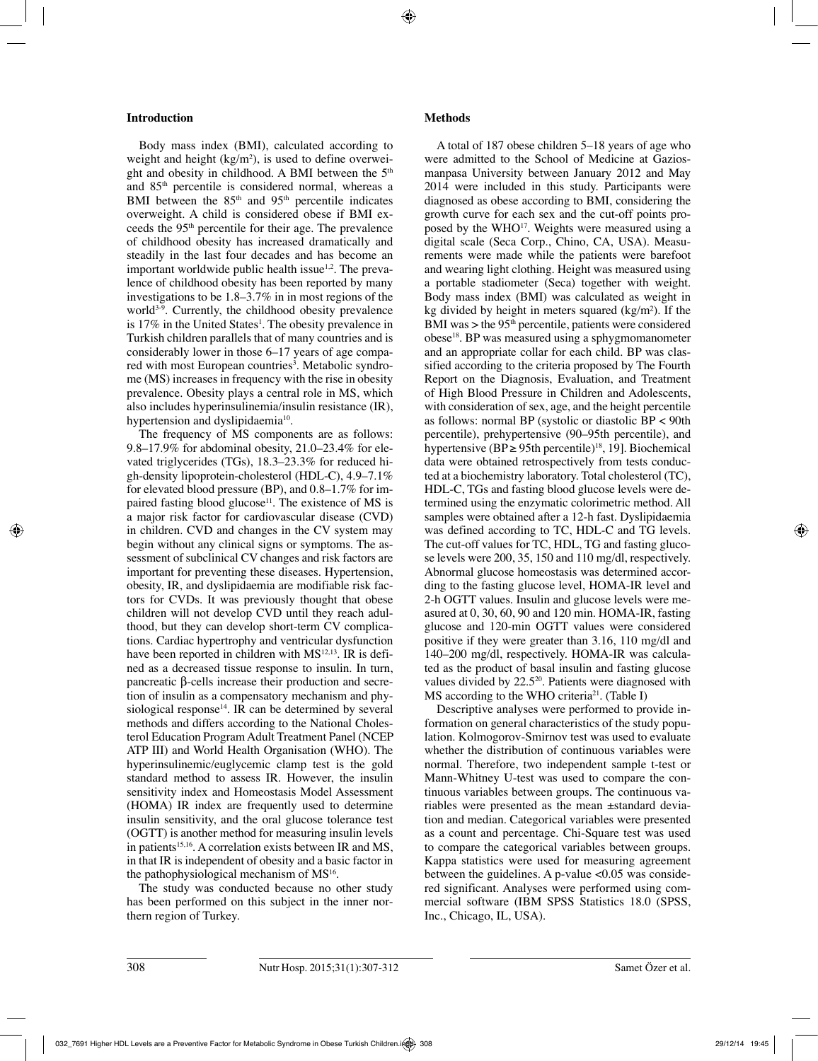## Introduction

Body mass index (BMI), calculated according to weight and height (kg/m$^2$), is used to define overweight and obesity in childhood. A BMI between the 5$^{th}$ and 85$^{th}$ percentile is considered normal, whereas a BMI between the 85$^{th}$ and 95$^{th}$ percentile indicates overweight. A child is considered obese if BMI exceeds the 95$^{th}$ percentile for their age. The prevalence of childhood obesity has increased dramatically and steadily in the last four decades and has become an important worldwide public health issue[1,2]. The prevalence of childhood obesity has been reported by many investigations to be 1.8–3.7% in in most regions of the world[3-9]. Currently, the childhood obesity prevalence is 17% in the United States[1]. The obesity prevalence in Turkish children parallels that of many countries and is considerably lower in those 6–17 years of age compared with most European countries[3]. Metabolic syndrome (MS) increases in frequency with the rise in obesity prevalence. Obesity plays a central role in MS, which also includes hyperinsulinemia/insulin resistance (IR), hypertension and dyslipidaemia[10].

The frequency of MS components are as follows: 9.8–17.9% for abdominal obesity, 21.0–23.4% for elevated triglycerides (TGs), 18.3–23.3% for reduced high-density lipoprotein-cholesterol (HDL-C), 4.9–7.1% for elevated blood pressure (BP), and 0.8–1.7% for impaired fasting blood glucose[11]. The existence of MS is a major risk factor for cardiovascular disease (CVD) in children. CVD and changes in the CV system may begin without any clinical signs or symptoms. The assessment of subclinical CV changes and risk factors are important for preventing these diseases. Hypertension, obesity, IR, and dyslipidaemia are modifiable risk factors for CVDs. It was previously thought that obese children will not develop CVD until they reach adulthood, but they can develop short-term CV complications. Cardiac hypertrophy and ventricular dysfunction have been reported in children with MS[12,13]. IR is defined as a decreased tissue response to insulin. In turn, pancreatic β-cells increase their production and secretion of insulin as a compensatory mechanism and physiological response[14]. IR can be determined by several methods and differs according to the National Cholesterol Education Program Adult Treatment Panel (NCEP ATP III) and World Health Organisation (WHO). The hyperinsulinemic/euglycemic clamp test is the gold standard method to assess IR. However, the insulin sensitivity index and Homeostasis Model Assessment (HOMA) IR index are frequently used to determine insulin sensitivity, and the oral glucose tolerance test (OGTT) is another method for measuring insulin levels in patients[15,16]. A correlation exists between IR and MS, in that IR is independent of obesity and a basic factor in the pathophysiological mechanism of MS[16].

The study was conducted because no other study has been performed on this subject in the inner northern region of Turkey.

## Methods

A total of 187 obese children 5–18 years of age who were admitted to the School of Medicine at Gaziosmanpasa University between January 2012 and May 2014 were included in this study. Participants were diagnosed as obese according to BMI, considering the growth curve for each sex and the cut-off points proposed by the WHO[17]. Weights were measured using a digital scale (Seca Corp., Chino, CA, USA). Measurements were made while the patients were barefoot and wearing light clothing. Height was measured using a portable stadiometer (Seca) together with weight. Body mass index (BMI) was calculated as weight in kg divided by height in meters squared (kg/m$^2$). If the BMI was > the 95$^{th}$ percentile, patients were considered obese[18]. BP was measured using a sphygmomanometer and an appropriate collar for each child. BP was classified according to the criteria proposed by The Fourth Report on the Diagnosis, Evaluation, and Treatment of High Blood Pressure in Children and Adolescents, with consideration of sex, age, and the height percentile as follows: normal BP (systolic or diastolic BP < 90th percentile), prehypertensive (90–95th percentile), and hypertensive (BP ≥ 95th percentile)[18, 19]. Biochemical data were obtained retrospectively from tests conducted at a biochemistry laboratory. Total cholesterol (TC), HDL-C, TGs and fasting blood glucose levels were determined using the enzymatic colorimetric method. All samples were obtained after a 12-h fast. Dyslipidaemia was defined according to TC, HDL-C and TG levels. The cut-off values for TC, HDL, TG and fasting glucose levels were 200, 35, 150 and 110 mg/dl, respectively. Abnormal glucose homeostasis was determined according to the fasting glucose level, HOMA-IR level and 2-h OGTT values. Insulin and glucose levels were measured at 0, 30, 60, 90 and 120 min. HOMA-IR, fasting glucose and 120-min OGTT values were considered positive if they were greater than 3.16, 110 mg/dl and 140–200 mg/dl, respectively. HOMA-IR was calculated as the product of basal insulin and fasting glucose values divided by 22.5[20]. Patients were diagnosed with MS according to the WHO criteria[21]. (Table I)

Descriptive analyses were performed to provide information on general characteristics of the study population. Kolmogorov-Smirnov test was used to evaluate whether the distribution of continuous variables were normal. Therefore, two independent sample t-test or Mann-Whitney U-test was used to compare the continuous variables between groups. The continuous variables were presented as the mean ±standard deviation and median. Categorical variables were presented as a count and percentage. Chi-Square test was used to compare the categorical variables between groups. Kappa statistics were used for measuring agreement between the guidelines. A p-value <0.05 was considered significant. Analyses were performed using commercial software (IBM SPSS Statistics 18.0 (SPSS, Inc., Chicago, IL, USA).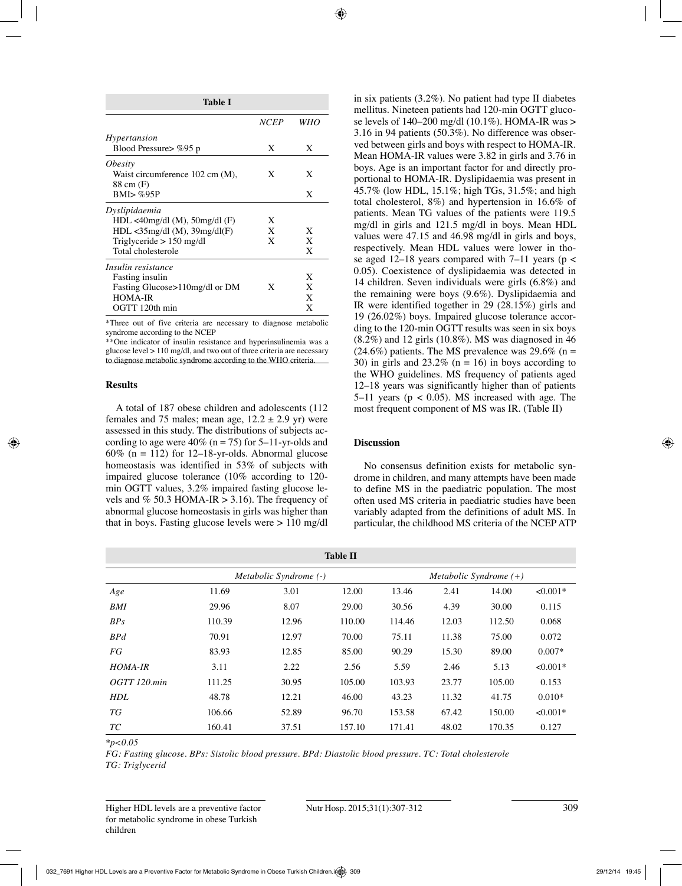**Table I**

| | NCEP | WHO |
|---|---|---|
| *Hypertansion* | | |
| Blood Pressure> %95 p | X | X |
| *Obesity* | | |
| Waist circumference 102 cm (M), 88 cm (F) | X | X |
| BMI> %95P | | X |
| *Dyslipidaemia* | | |
| HDL <40mg/dl (M), 50mg/dl (F) | X | |
| HDL <35mg/dl (M), 39mg/dl(F) | X | X |
| Triglyceride > 150 mg/dl | X | X |
| Total cholesterole | | X |
| *Insulin resistance* | | |
| Fasting insulin | | X |
| Fasting Glucose>110mg/dl or DM | X | X |
| HOMA-IR | | X |
| OGTT 120th min | | X |

*Three out of five criteria are necessary to diagnose metabolic syndrome according to the NCEP

**One indicator of insulin resistance and hyperinsulinemia was a glucose level > 110 mg/dl, and two out of three criteria are necessary to diagnose metabolic syndrome according to the WHO criteria.

## Results

A total of 187 obese children and adolescents (112 females and 75 males; mean age, 12.2 ± 2.9 yr) were assessed in this study. The distributions of subjects according to age were 40% (n = 75) for 5–11-yr-olds and 60% (n = 112) for 12–18-yr-olds. Abnormal glucose homeostasis was identified in 53% of subjects with impaired glucose tolerance (10% according to 120-min OGTT values, 3.2% impaired fasting glucose levels and % 50.3 HOMA-IR > 3.16). The frequency of abnormal glucose homeostasis in girls was higher than that in boys. Fasting glucose levels were > 110 mg/dl in six patients (3.2%). No patient had type II diabetes mellitus. Nineteen patients had 120-min OGTT glucose levels of 140–200 mg/dl (10.1%). HOMA-IR was > 3.16 in 94 patients (50.3%). No difference was observed between girls and boys with respect to HOMA-IR. Mean HOMA-IR values were 3.82 in girls and 3.76 in boys. Age is an important factor for and directly proportional to HOMA-IR. Dyslipidaemia was present in 45.7% (low HDL, 15.1%; high TGs, 31.5%; and high total cholesterol, 8%) and hypertension in 16.6% of patients. Mean TG values of the patients were 119.5 mg/dl in girls and 121.5 mg/dl in boys. Mean HDL values were 47.15 and 46.98 mg/dl in girls and boys, respectively. Mean HDL values were lower in those aged 12–18 years compared with 7–11 years ($p < 0.05$). Coexistence of dyslipidaemia was detected in 14 children. Seven individuals were girls (6.8%) and the remaining were boys (9.6%). Dyslipidaemia and IR were identified together in 29 (28.15%) girls and 19 (26.02%) boys. Impaired glucose tolerance according to the 120-min OGTT results was seen in six boys (8.2%) and 12 girls (10.8%). MS was diagnosed in 46 (24.6%) patients. The MS prevalence was 29.6% (n = 30) in girls and 23.2% (n = 16) in boys according to the WHO guidelines. MS frequency of patients aged 12–18 years was significantly higher than of patients 5–11 years ($p < 0.05$). MS increased with age. The most frequent component of MS was IR. (Table II)

## Discussion

No consensus definition exists for metabolic syndrome in children, and many attempts have been made to define MS in the paediatric population. The most often used MS criteria in paediatric studies have been variably adapted from the definitions of adult MS. In particular, the childhood MS criteria of the NCEP ATP

**Table II**

| | Metabolic Syndrome (-) | | | Metabolic Syndrome (+) | | | |
|---|---|---|---|---|---|---|---|
| *Age* | 11.69 | 3.01 | 12.00 | 13.46 | 2.41 | 14.00 | <0.001* |
| *BMI* | 29.96 | 8.07 | 29.00 | 30.56 | 4.39 | 30.00 | 0.115 |
| *BPs* | 110.39 | 12.96 | 110.00 | 114.46 | 12.03 | 112.50 | 0.068 |
| *BPd* | 70.91 | 12.97 | 70.00 | 75.11 | 11.38 | 75.00 | 0.072 |
| *FG* | 83.93 | 12.85 | 85.00 | 90.29 | 15.30 | 89.00 | 0.007* |
| *HOMA-IR* | 3.11 | 2.22 | 2.56 | 5.59 | 2.46 | 5.13 | <0.001* |
| *OGTT 120.min* | 111.25 | 30.95 | 105.00 | 103.93 | 23.77 | 105.00 | 0.153 |
| *HDL* | 48.78 | 12.21 | 46.00 | 43.23 | 11.32 | 41.75 | 0.010* |
| *TG* | 106.66 | 52.89 | 96.70 | 153.58 | 67.42 | 150.00 | <0.001* |
| *TC* | 160.41 | 37.51 | 157.10 | 171.41 | 48.02 | 170.35 | 0.127 |

*$p<0.05$

*FG: Fasting glucose. BPs: Sistolic blood pressure. BPd: Diastolic blood pressure. TC: Total cholesterole*
*TG: Triglycerid*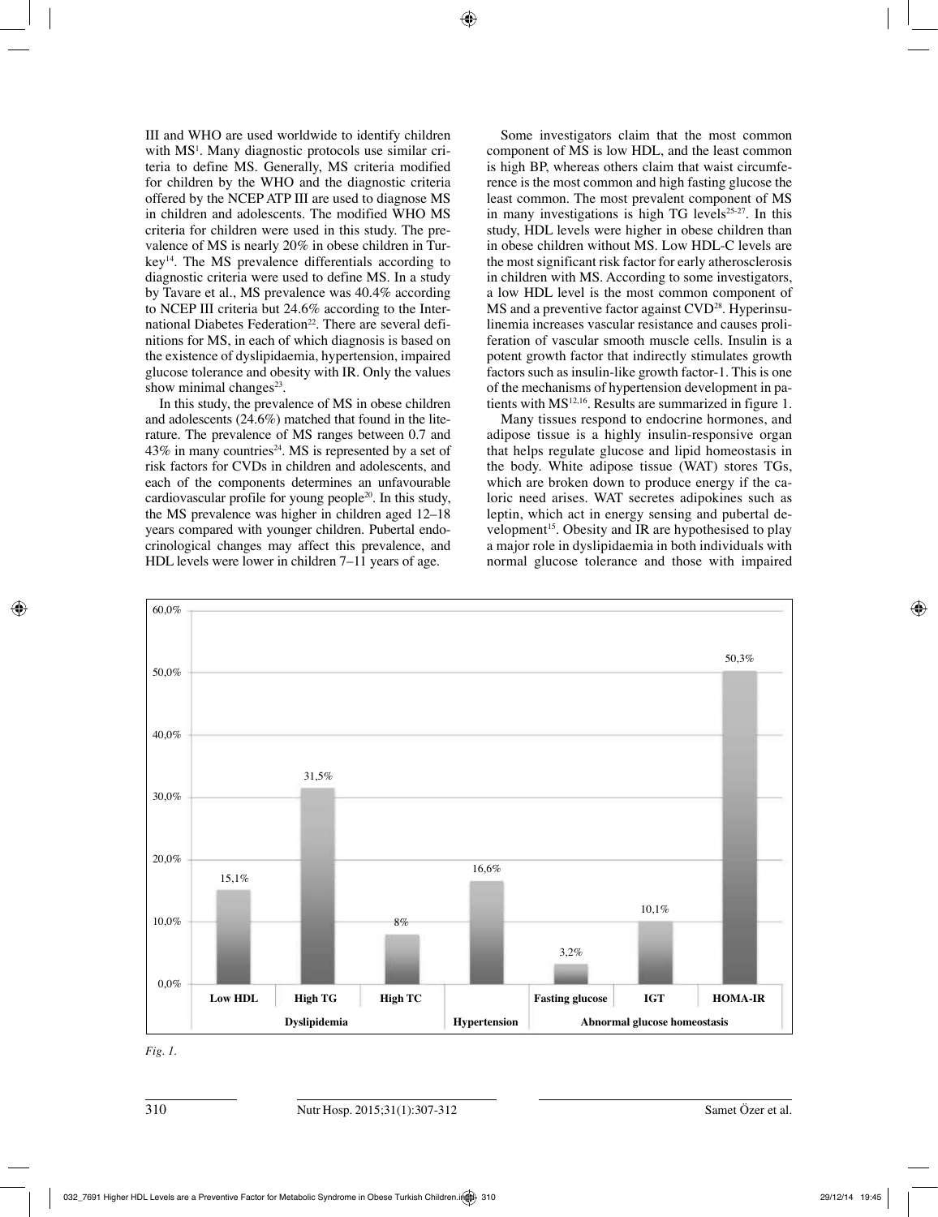III and WHO are used worldwide to identify children with MS[1]. Many diagnostic protocols use similar criteria to define MS. Generally, MS criteria modified for children by the WHO and the diagnostic criteria offered by the NCEP ATP III are used to diagnose MS in children and adolescents. The modified WHO MS criteria for children were used in this study. The prevalence of MS is nearly 20% in obese children in Turkey[14]. The MS prevalence differentials according to diagnostic criteria were used to define MS. In a study by Tavare et al., MS prevalence was 40.4% according to NCEP III criteria but 24.6% according to the International Diabetes Federation[22]. There are several definitions for MS, in each of which diagnosis is based on the existence of dyslipidaemia, hypertension, impaired glucose tolerance and obesity with IR. Only the values show minimal changes[23].

In this study, the prevalence of MS in obese children and adolescents (24.6%) matched that found in the literature. The prevalence of MS ranges between 0.7 and 43% in many countries[24]. MS is represented by a set of risk factors for CVDs in children and adolescents, and each of the components determines an unfavourable cardiovascular profile for young people[20]. In this study, the MS prevalence was higher in children aged 12–18 years compared with younger children. Pubertal endocrinological changes may affect this prevalence, and HDL levels were lower in children 7–11 years of age.

Some investigators claim that the most common component of MS is low HDL, and the least common is high BP, whereas others claim that waist circumference is the most common and high fasting glucose the least common. The most prevalent component of MS in many investigations is high TG levels[25-27]. In this study, HDL levels were higher in obese children than in obese children without MS. Low HDL-C levels are the most significant risk factor for early atherosclerosis in children with MS. According to some investigators, a low HDL level is the most common component of MS and a preventive factor against CVD[28]. Hyperinsulinemia increases vascular resistance and causes proliferation of vascular smooth muscle cells. Insulin is a potent growth factor that indirectly stimulates growth factors such as insulin-like growth factor-1. This is one of the mechanisms of hypertension development in patients with MS[12,16]. Results are summarized in figure 1.

Many tissues respond to endocrine hormones, and adipose tissue is a highly insulin-responsive organ that helps regulate glucose and lipid homeostasis in the body. White adipose tissue (WAT) stores TGs, which are broken down to produce energy if the caloric need arises. WAT secretes adipokines such as leptin, which act in energy sensing and pubertal development[15]. Obesity and IR are hypothesised to play a major role in dyslipidaemia in both individuals with normal glucose tolerance and those with impaired

| Group | Component | Value |
|---|---|---|
| Dyslipidemia | Low HDL | 15,1% |
| Dyslipidemia | High TG | 31,5% |
| Dyslipidemia | High TC | 8% |
| Hypertension | | 16,6% |
| Abnormal glucose homeostasis | Fasting glucose | 3,2% |
| Abnormal glucose homeostasis | IGT | 10,1% |
| Abnormal glucose homeostasis | HOMA-IR | 50,3% |

*Fig. 1.*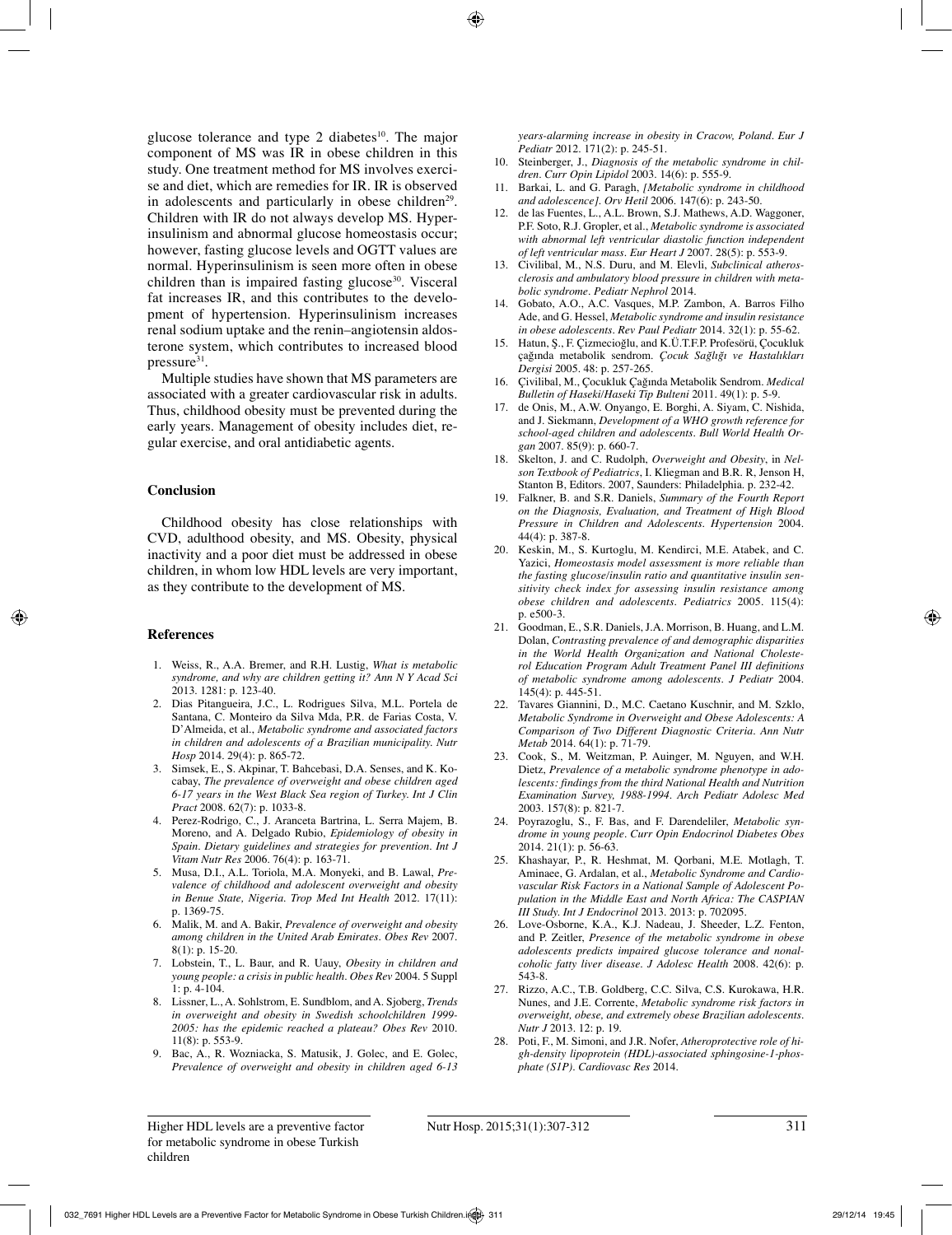glucose tolerance and type 2 diabetes[10]. The major component of MS was IR in obese children in this study. One treatment method for MS involves exercise and diet, which are remedies for IR. IR is observed in adolescents and particularly in obese children[29]. Children with IR do not always develop MS. Hyperinsulinism and abnormal glucose homeostasis occur; however, fasting glucose levels and OGTT values are normal. Hyperinsulinism is seen more often in obese children than is impaired fasting glucose[30]. Visceral fat increases IR, and this contributes to the development of hypertension. Hyperinsulinism increases renal sodium uptake and the renin–angiotensin aldosterone system, which contributes to increased blood pressure[31].

Multiple studies have shown that MS parameters are associated with a greater cardiovascular risk in adults. Thus, childhood obesity must be prevented during the early years. Management of obesity includes diet, regular exercise, and oral antidiabetic agents.

## Conclusion

Childhood obesity has close relationships with CVD, adulthood obesity, and MS. Obesity, physical inactivity and a poor diet must be addressed in obese children, in whom low HDL levels are very important, as they contribute to the development of MS.

## References

1. Weiss, R., A.A. Bremer, and R.H. Lustig, *What is metabolic syndrome, and why are children getting it? Ann N Y Acad Sci* 2013. 1281: p. 123-40.
2. Dias Pitangueira, J.C., L. Rodrigues Silva, M.L. Portela de Santana, C. Monteiro da Silva Mda, P.R. de Farias Costa, V. D'Almeida, et al., *Metabolic syndrome and associated factors in children and adolescents of a Brazilian municipality. Nutr Hosp* 2014. 29(4): p. 865-72.
3. Simsek, E., S. Akpinar, T. Bahcebasi, D.A. Senses, and K. Kocabay, *The prevalence of overweight and obese children aged 6-17 years in the West Black Sea region of Turkey. Int J Clin Pract* 2008. 62(7): p. 1033-8.
4. Perez-Rodrigo, C., J. Aranceta Bartrina, L. Serra Majem, B. Moreno, and A. Delgado Rubio, *Epidemiology of obesity in Spain. Dietary guidelines and strategies for prevention. Int J Vitam Nutr Res* 2006. 76(4): p. 163-71.
5. Musa, D.I., A.L. Toriola, M.A. Monyeki, and B. Lawal, *Prevalence of childhood and adolescent overweight and obesity in Benue State, Nigeria. Trop Med Int Health* 2012. 17(11): p. 1369-75.
6. Malik, M. and A. Bakir, *Prevalence of overweight and obesity among children in the United Arab Emirates. Obes Rev* 2007. 8(1): p. 15-20.
7. Lobstein, T., L. Baur, and R. Uauy, *Obesity in children and young people: a crisis in public health. Obes Rev* 2004. 5 Suppl 1: p. 4-104.
8. Lissner, L., A. Sohlstrom, E. Sundblom, and A. Sjoberg, *Trends in overweight and obesity in Swedish schoolchildren 1999-2005: has the epidemic reached a plateau? Obes Rev* 2010. 11(8): p. 553-9.
9. Bac, A., R. Wozniacka, S. Matusik, J. Golec, and E. Golec, *Prevalence of overweight and obesity in children aged 6-13 years-alarming increase in obesity in Cracow, Poland. Eur J Pediatr* 2012. 171(2): p. 245-51.
10. Steinberger, J., *Diagnosis of the metabolic syndrome in children. Curr Opin Lipidol* 2003. 14(6): p. 555-9.
11. Barkai, L. and G. Paragh, *[Metabolic syndrome in childhood and adolescence]. Orv Hetil* 2006. 147(6): p. 243-50.
12. de las Fuentes, L., A.L. Brown, S.J. Mathews, A.D. Waggoner, P.F. Soto, R.J. Gropler, et al., *Metabolic syndrome is associated with abnormal left ventricular diastolic function independent of left ventricular mass. Eur Heart J* 2007. 28(5): p. 553-9.
13. Civilibal, M., N.S. Duru, and M. Elevli, *Subclinical atherosclerosis and ambulatory blood pressure in children with metabolic syndrome. Pediatr Nephrol* 2014.
14. Gobato, A.O., A.C. Vasques, M.P. Zambon, A. Barros Filho Ade, and G. Hessel, *Metabolic syndrome and insulin resistance in obese adolescents. Rev Paul Pediatr* 2014. 32(1): p. 55-62.
15. Hatun, Ş., F. Çizmecioğlu, and K.Ü.T.F.P. Profesörü, Çocukluk çağında metabolik sendrom. *Çocuk Sağlığı ve Hastalıkları Dergisi* 2005. 48: p. 257-265.
16. Çivilibal, M., Çocukluk Çağında Metabolik Sendrom. *Medical Bulletin of Haseki/Haseki Tip Bulteni* 2011. 49(1): p. 5-9.
17. de Onis, M., A.W. Onyango, E. Borghi, A. Siyam, C. Nishida, and J. Siekmann, *Development of a WHO growth reference for school-aged children and adolescents. Bull World Health Organ* 2007. 85(9): p. 660-7.
18. Skelton, J. and C. Rudolph, *Overweight and Obesity*, in *Nelson Textbook of Pediatrics*, I. Kliegman and B.R. R, Jenson H, Stanton B, Editors. 2007, Saunders: Philadelphia. p. 232-42.
19. Falkner, B. and S.R. Daniels, *Summary of the Fourth Report on the Diagnosis, Evaluation, and Treatment of High Blood Pressure in Children and Adolescents. Hypertension* 2004. 44(4): p. 387-8.
20. Keskin, M., S. Kurtoglu, M. Kendirci, M.E. Atabek, and C. Yazici, *Homeostasis model assessment is more reliable than the fasting glucose/insulin ratio and quantitative insulin sensitivity check index for assessing insulin resistance among obese children and adolescents. Pediatrics* 2005. 115(4): p. e500-3.
21. Goodman, E., S.R. Daniels, J.A. Morrison, B. Huang, and L.M. Dolan, *Contrasting prevalence of and demographic disparities in the World Health Organization and National Cholesterol Education Program Adult Treatment Panel III definitions of metabolic syndrome among adolescents. J Pediatr* 2004. 145(4): p. 445-51.
22. Tavares Giannini, D., M.C. Caetano Kuschnir, and M. Szklo, *Metabolic Syndrome in Overweight and Obese Adolescents: A Comparison of Two Different Diagnostic Criteria. Ann Nutr Metab* 2014. 64(1): p. 71-79.
23. Cook, S., M. Weitzman, P. Auinger, M. Nguyen, and W.H. Dietz, *Prevalence of a metabolic syndrome phenotype in adolescents: findings from the third National Health and Nutrition Examination Survey, 1988-1994. Arch Pediatr Adolesc Med* 2003. 157(8): p. 821-7.
24. Poyrazoglu, S., F. Bas, and F. Darendeliler, *Metabolic syndrome in young people. Curr Opin Endocrinol Diabetes Obes* 2014. 21(1): p. 56-63.
25. Khashayar, P., R. Heshmat, M. Qorbani, M.E. Motlagh, T. Aminaee, G. Ardalan, et al., *Metabolic Syndrome and Cardiovascular Risk Factors in a National Sample of Adolescent Population in the Middle East and North Africa: The CASPIAN III Study. Int J Endocrinol* 2013. 2013: p. 702095.
26. Love-Osborne, K.A., K.J. Nadeau, J. Sheeder, L.Z. Fenton, and P. Zeitler, *Presence of the metabolic syndrome in obese adolescents predicts impaired glucose tolerance and nonalcoholic fatty liver disease. J Adolesc Health* 2008. 42(6): p. 543-8.
27. Rizzo, A.C., T.B. Goldberg, C.C. Silva, C.S. Kurokawa, H.R. Nunes, and J.E. Corrente, *Metabolic syndrome risk factors in overweight, obese, and extremely obese Brazilian adolescents. Nutr J* 2013. 12: p. 19.
28. Poti, F., M. Simoni, and J.R. Nofer, *Atheroprotective role of high-density lipoprotein (HDL)-associated sphingosine-1-phosphate (S1P). Cardiovasc Res* 2014.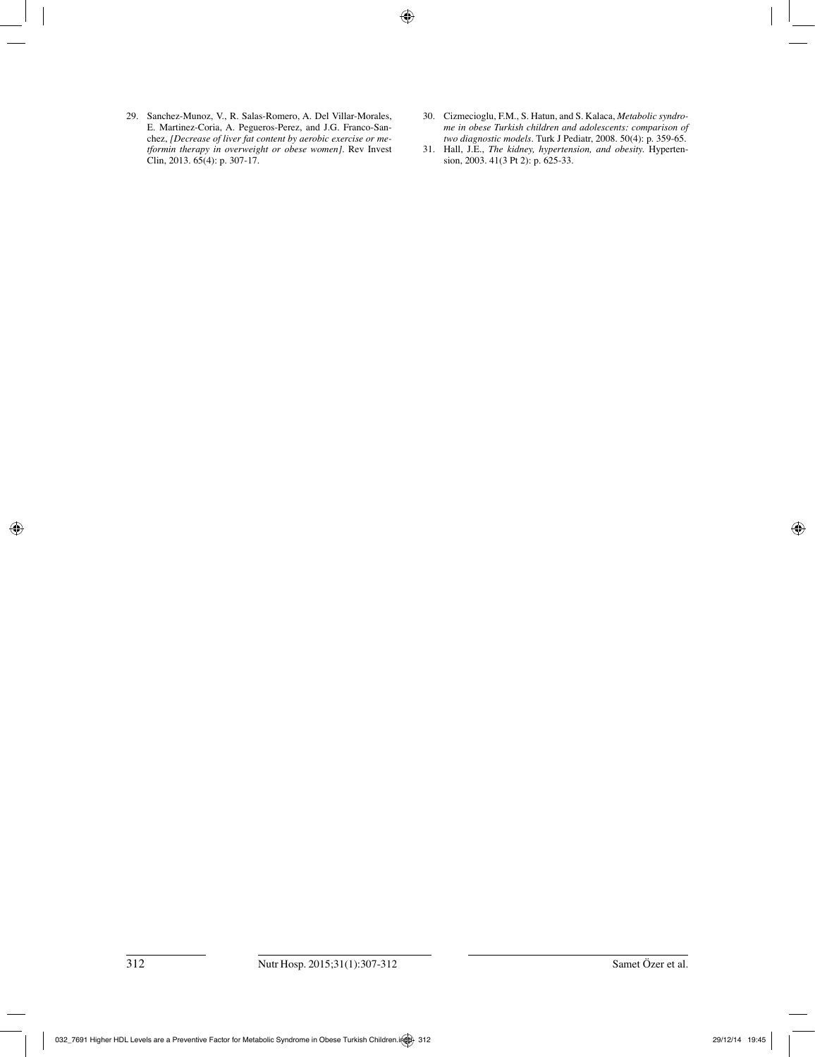29. Sanchez-Munoz, V., R. Salas-Romero, A. Del Villar-Morales, E. Martinez-Coria, A. Pegueros-Perez, and J.G. Franco-Sanchez, *[Decrease of liver fat content by aerobic exercise or metformin therapy in overweight or obese women]*. Rev Invest Clin, 2013. 65(4): p. 307-17.
30. Cizmecioglu, F.M., S. Hatun, and S. Kalaca, *Metabolic syndrome in obese Turkish children and adolescents: comparison of two diagnostic models*. Turk J Pediatr, 2008. 50(4): p. 359-65.
31. Hall, J.E., *The kidney, hypertension, and obesity.* Hypertension, 2003. 41(3 Pt 2): p. 625-33.